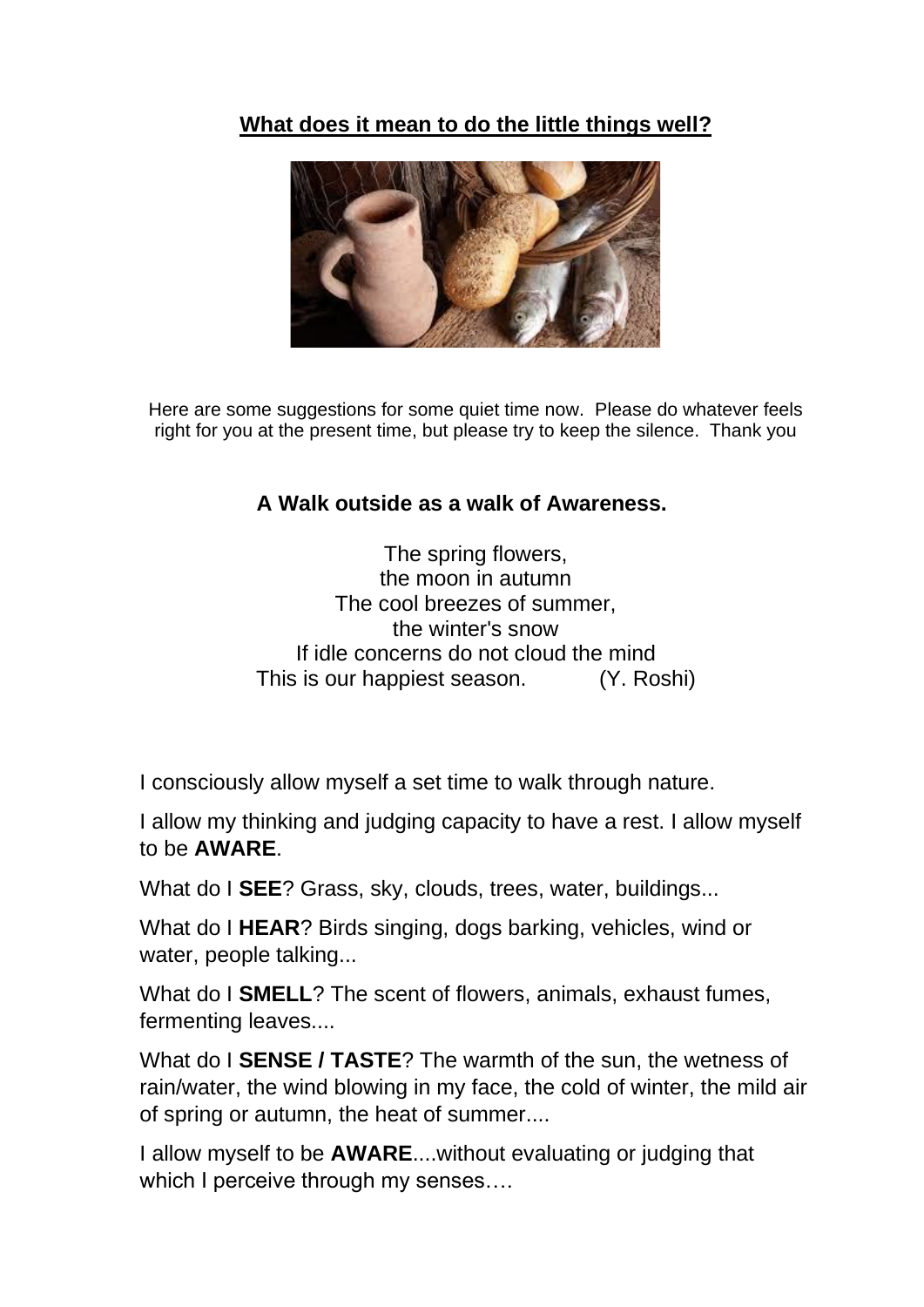## **What does it mean to do the little things well?**

Here are some suggestions for some quiet time now. Please do whatever feels right for you at the present time, but please try to keep the silence. Thank you

### **A Walk outside as a walk of Awareness.**

The spring flowers,  
the moon in autumn  
The cool breezes of summer,  
the winter's snow  
If idle concerns do not cloud the mind  
This is our happiest season. (Y. Roshi)

I consciously allow myself a set time to walk through nature.

I allow my thinking and judging capacity to have a rest. I allow myself to be **AWARE**.

What do I **SEE**? Grass, sky, clouds, trees, water, buildings...

What do I **HEAR**? Birds singing, dogs barking, vehicles, wind or water, people talking...

What do I **SMELL**? The scent of flowers, animals, exhaust fumes, fermenting leaves....

What do I **SENSE / TASTE**? The warmth of the sun, the wetness of rain/water, the wind blowing in my face, the cold of winter, the mild air of spring or autumn, the heat of summer....

I allow myself to be **AWARE**....without evaluating or judging that which I perceive through my senses….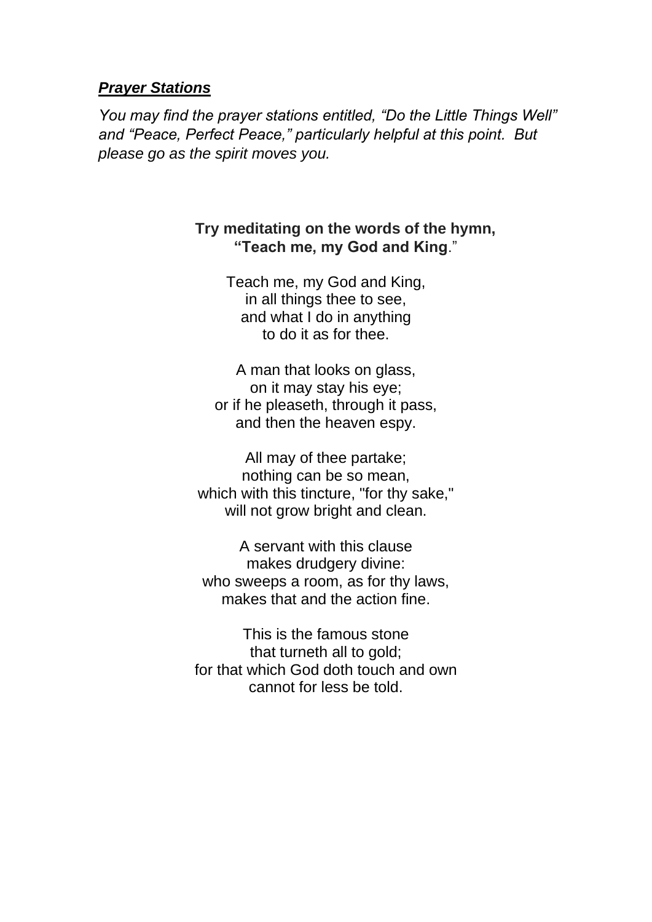***Prayer Stations***

*You may find the prayer stations entitled, “Do the Little Things Well” and “Peace, Perfect Peace,” particularly helpful at this point. But please go as the spirit moves you.*

**Try meditating on the words of the hymn, “Teach me, my God and King**.”

Teach me, my God and King,  
in all things thee to see,  
and what I do in anything  
to do it as for thee.

A man that looks on glass,  
on it may stay his eye;  
or if he pleaseth, through it pass,  
and then the heaven espy.

All may of thee partake;  
nothing can be so mean,  
which with this tincture, "for thy sake,"  
will not grow bright and clean.

A servant with this clause  
makes drudgery divine:  
who sweeps a room, as for thy laws,  
makes that and the action fine.

This is the famous stone  
that turneth all to gold;  
for that which God doth touch and own  
cannot for less be told.